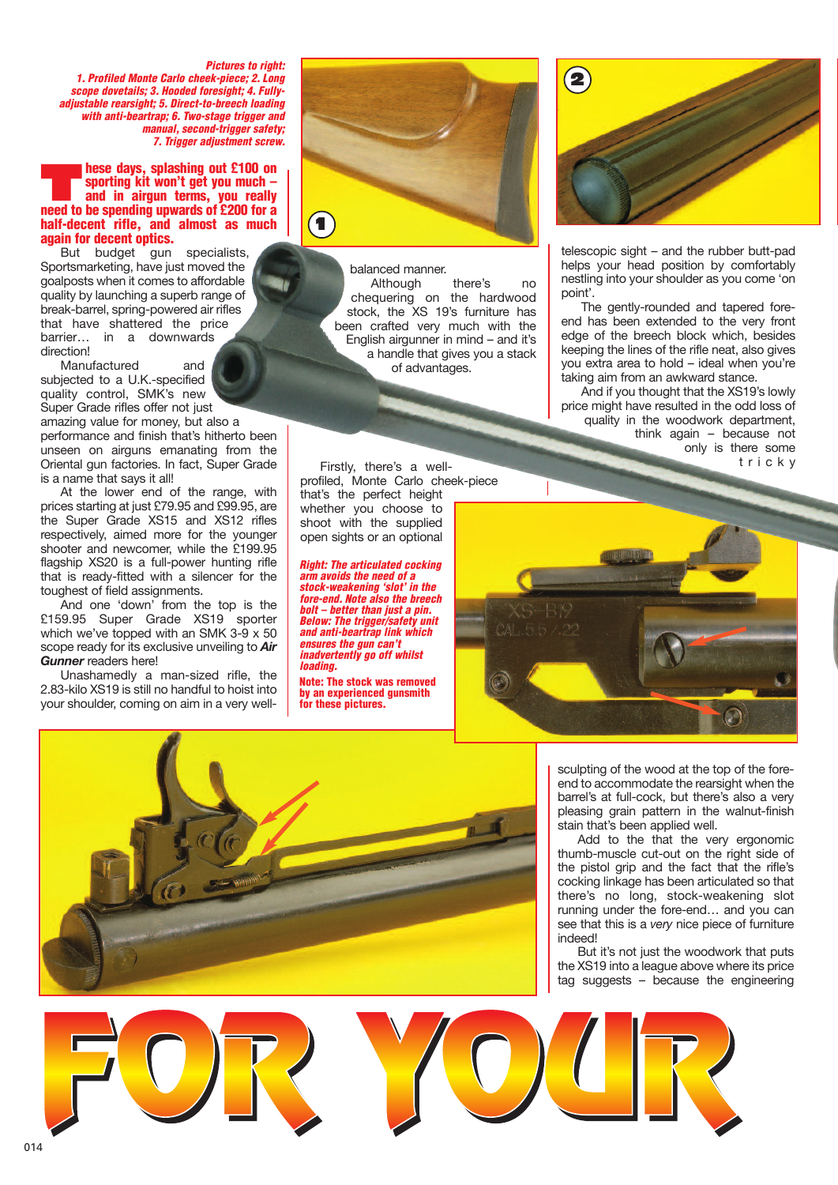***Pictures to right:***
***1. Profiled Monte Carlo cheek-piece; 2. Long scope dovetails; 3. Hooded foresight; 4. Fully-adjustable rearsight; 5. Direct-to-breech loading with anti-beartrap; 6. Two-stage trigger and manual, second-trigger safety; 7. Trigger adjustment screw.***

**These days, splashing out £100 on sporting kit won't get you much – and in airgun terms, you really need to be spending upwards of £200 for a half-decent rifle, and almost as much again for decent optics.**

But budget gun specialists, Sportsmarketing, have just moved the goalposts when it comes to affordable quality by launching a superb range of break-barrel, spring-powered air rifles that have shattered the price barrier… in a downwards direction!

Manufactured and subjected to a U.K.-specified quality control, SMK's new Super Grade rifles offer not just amazing value for money, but also a performance and finish that's hitherto been unseen on airguns emanating from the Oriental gun factories. In fact, Super Grade is a name that says it all!

At the lower end of the range, with prices starting at just £79.95 and £99.95, are the Super Grade XS15 and XS12 rifles respectively, aimed more for the younger shooter and newcomer, while the £199.95 flagship XS20 is a full-power hunting rifle that is ready-fitted with a silencer for the toughest of field assignments.

And one 'down' from the top is the £159.95 Super Grade XS19 sporter which we've topped with an SMK 3-9 x 50 scope ready for its exclusive unveiling to ***Air Gunner*** readers here!

Unashamedly a man-sized rifle, the 2.83-kilo XS19 is still no handful to hoist into your shoulder, coming on aim in a very well-balanced manner.

Although there's no chequering on the hardwood stock, the XS 19's furniture has been crafted very much with the English airgunner in mind – and it's a handle that gives you a stack of advantages.

Firstly, there's a well-profiled, Monte Carlo cheek-piece that's the perfect height whether you choose to shoot with the supplied open sights or an optional telescopic sight – and the rubber butt-pad helps your head position by comfortably nestling into your shoulder as you come 'on point'.

The gently-rounded and tapered fore-end has been extended to the very front edge of the breech block which, besides keeping the lines of the rifle neat, also gives you extra area to hold – ideal when you're taking aim from an awkward stance.

And if you thought that the XS19's lowly price might have resulted in the odd loss of quality in the woodwork department, think again – because not only is there some tricky sculpting of the wood at the top of the fore-end to accommodate the rearsight when the barrel's at full-cock, but there's also a very pleasing grain pattern in the walnut-finish stain that's been applied well.

Add to the that the very ergonomic thumb-muscle cut-out on the right side of the pistol grip and the fact that the rifle's cocking linkage has been articulated so that there's no long, stock-weakening slot running under the fore-end… and you can see that this is a *very* nice piece of furniture indeed!

But it's not just the woodwork that puts the XS19 into a league above where its price tag suggests – because the engineering

***Right: The articulated cocking arm avoids the need of a stock-weakening 'slot' in the fore-end. Note also the breech bolt – better than just a pin. Below: The trigger/safety unit and anti-beartrap link which ensures the gun can't inadvertently go off whilst loading.***

***Note: The stock was removed by an experienced gunsmith for these pictures.***

# FOR YOUR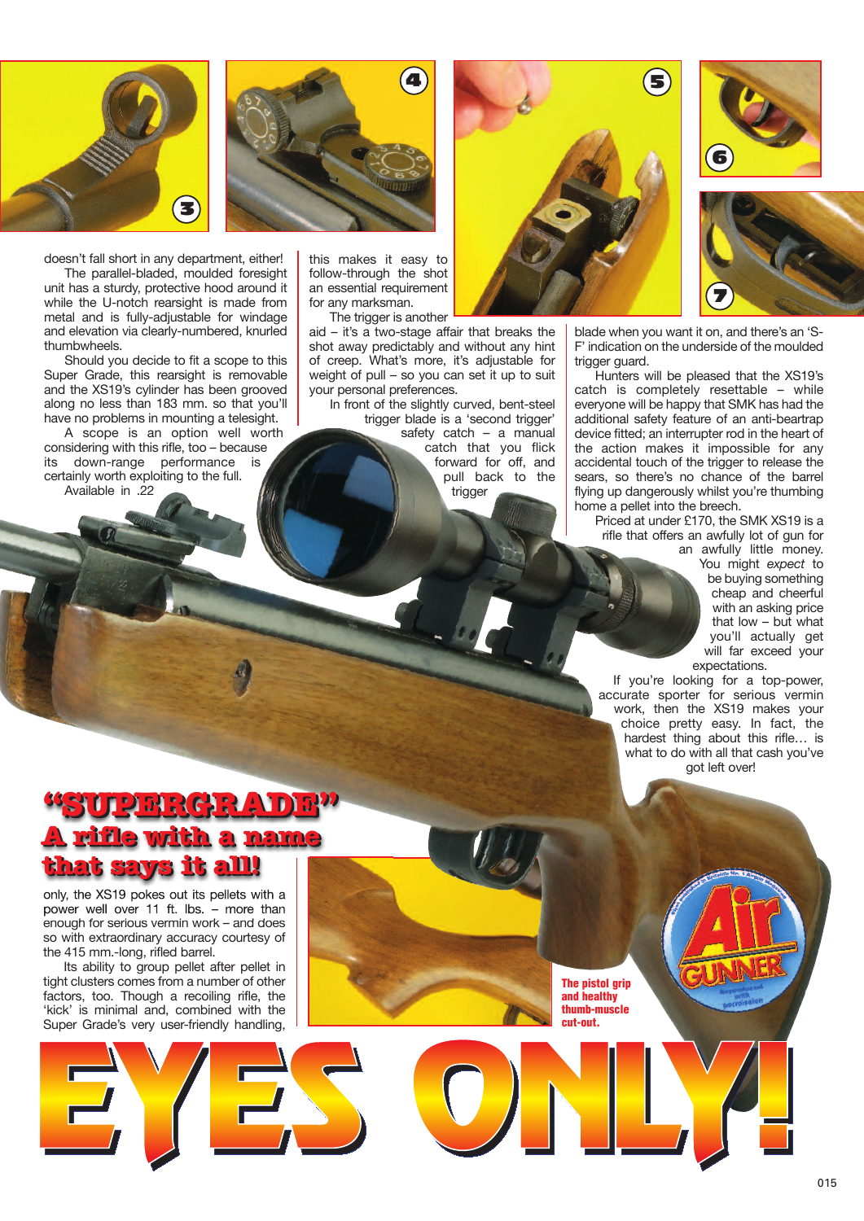doesn't fall short in any department, either!

The parallel-bladed, moulded foresight unit has a sturdy, protective hood around it while the U-notch rearsight is made from metal and is fully-adjustable for windage and elevation via clearly-numbered, knurled thumbwheels.

Should you decide to fit a scope to this Super Grade, this rearsight is removable and the XS19's cylinder has been grooved along no less than 183 mm. so that you'll have no problems in mounting a telesight.

A scope is an option well worth considering with this rifle, too – because its down-range performance is certainly worth exploiting to the full.

Available in .22 only, the XS19 pokes out its pellets with a power well over 11 ft. lbs. – more than enough for serious vermin work – and does so with extraordinary accuracy courtesy of the 415 mm.-long, rifled barrel.

Its ability to group pellet after pellet in tight clusters comes from a number of other factors, too. Though a recoiling rifle, the 'kick' is minimal and, combined with the Super Grade's very user-friendly handling, this makes it easy to follow-through the shot an essential requirement for any marksman.

The trigger is another aid – it's a two-stage affair that breaks the shot away predictably and without any hint of creep. What's more, it's adjustable for weight of pull – so you can set it up to suit your personal preferences.

In front of the slightly curved, bent-steel trigger blade is a 'second trigger' safety catch – a manual catch that you flick forward for off, and pull back to the trigger blade when you want it on, and there's an 'S-F' indication on the underside of the moulded trigger guard.

Hunters will be pleased that the XS19's catch is completely resettable – while everyone will be happy that SMK has had the additional safety feature of an anti-beartrap device fitted; an interrupter rod in the heart of the action makes it impossible for any accidental touch of the trigger to release the sears, so there's no chance of the barrel flying up dangerously whilst you're thumbing home a pellet into the breech.

Priced at under £170, the SMK XS19 is a rifle that offers an awfully lot of gun for an awfully little money.

You might *expect* to be buying something cheap and cheerful with an asking price that low – but what you'll actually get will far exceed your expectations.

If you're looking for a top-power, accurate sporter for serious vermin work, then the XS19 makes your choice pretty easy. In fact, the hardest thing about this rifle… is what to do with all that cash you've got left over!

## "SUPERGRADE" A rifle with a name that says it all!

The pistol grip and healthy thumb-muscle cut-out.

# EYES ONLY!